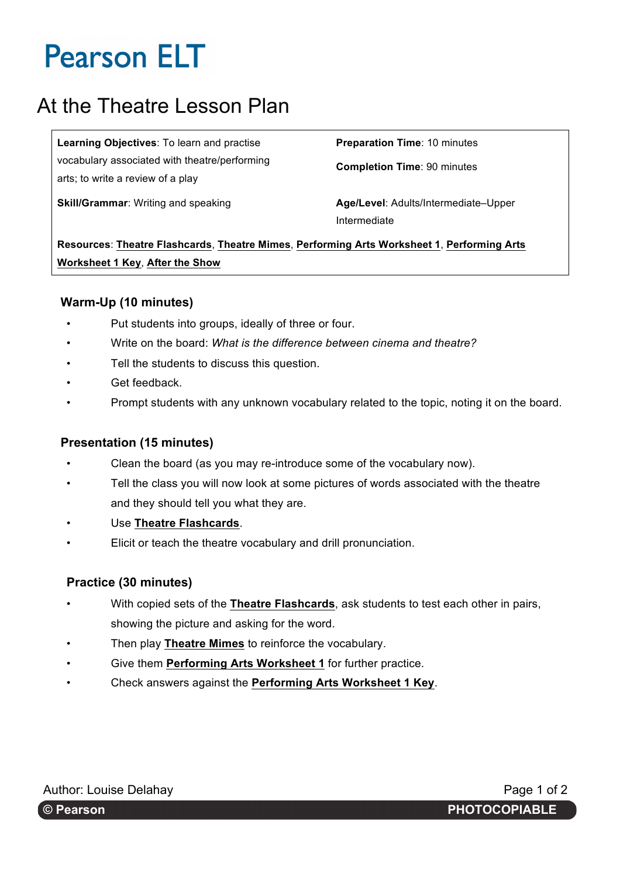# Pearson ELT

## At the Theatre Lesson Plan

| | |
|---|---|
| **Learning Objectives**: To learn and practise vocabulary associated with theatre/performing arts; to write a review of a play | **Preparation Time**: 10 minutes<br>**Completion Time**: 90 minutes |
| **Skill/Grammar**: Writing and speaking | **Age/Level**: Adults/Intermediate–Upper Intermediate |
| **Resources**: **Theatre Flashcards**, **Theatre Mimes**, **Performing Arts Worksheet 1**, **Performing Arts Worksheet 1 Key**, **After the Show** | |

### Warm-Up (10 minutes)

- Put students into groups, ideally of three or four.
- Write on the board: *What is the difference between cinema and theatre?*
- Tell the students to discuss this question.
- Get feedback.
- Prompt students with any unknown vocabulary related to the topic, noting it on the board.

### Presentation (15 minutes)

- Clean the board (as you may re-introduce some of the vocabulary now).
- Tell the class you will now look at some pictures of words associated with the theatre and they should tell you what they are.
- Use **Theatre Flashcards**.
- Elicit or teach the theatre vocabulary and drill pronunciation.

### Practice (30 minutes)

- With copied sets of the **Theatre Flashcards**, ask students to test each other in pairs, showing the picture and asking for the word.
- Then play **Theatre Mimes** to reinforce the vocabulary.
- Give them **Performing Arts Worksheet 1** for further practice.
- Check answers against the **Performing Arts Worksheet 1 Key**.

Author: Louise Delahay

© Pearson PHOTOCOPIABLE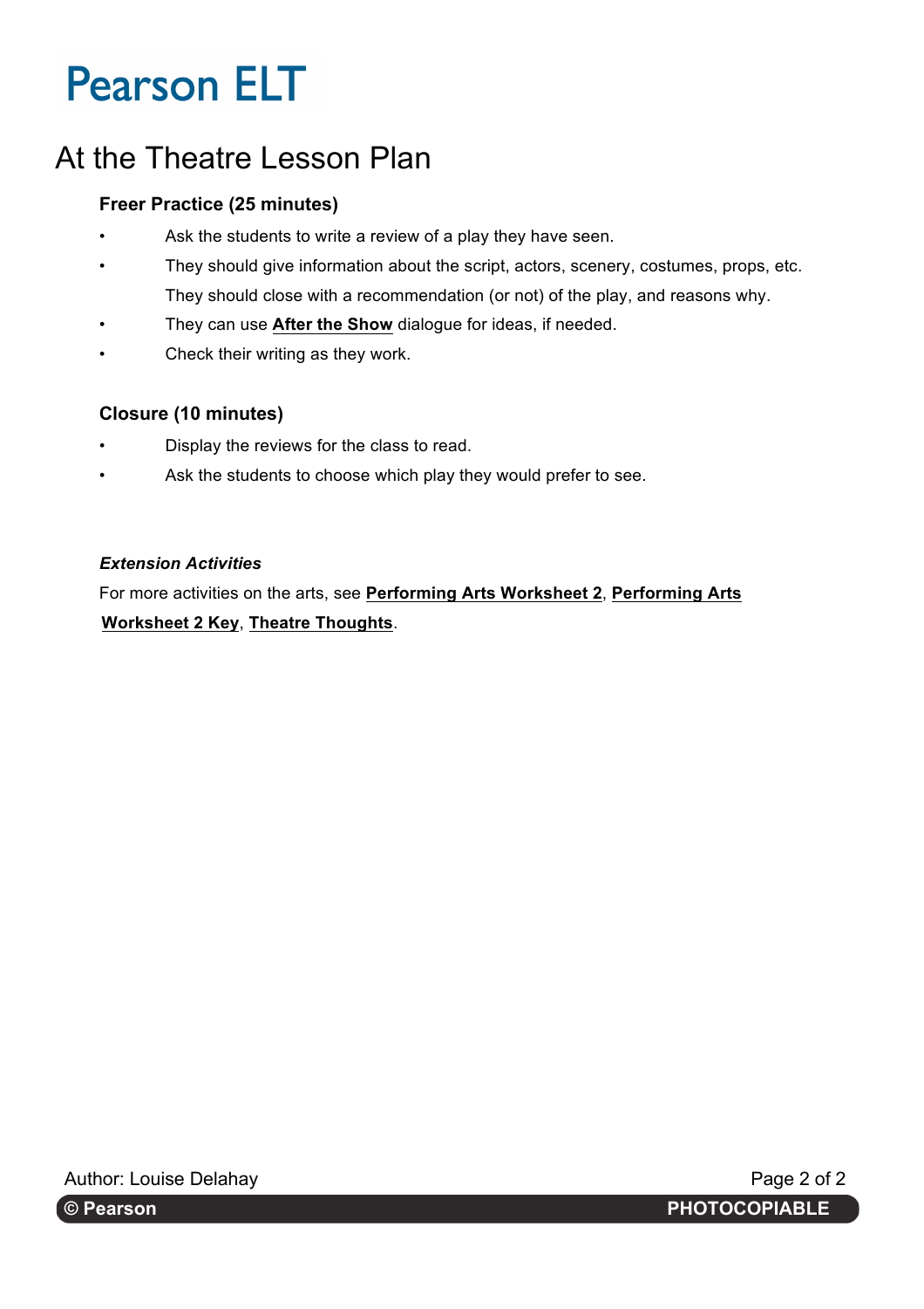# At the Theatre Lesson Plan

### Freer Practice (25 minutes)

- Ask the students to write a review of a play they have seen.
- They should give information about the script, actors, scenery, costumes, props, etc. They should close with a recommendation (or not) of the play, and reasons why.
- They can use **After the Show** dialogue for ideas, if needed.
- Check their writing as they work.

### Closure (10 minutes)

- Display the reviews for the class to read.
- Ask the students to choose which play they would prefer to see.

***Extension Activities***

For more activities on the arts, see **Performing Arts Worksheet 2**, **Performing Arts Worksheet 2 Key**, **Theatre Thoughts**.

Author: Louise Delahay

© Pearson PHOTOCOPIABLE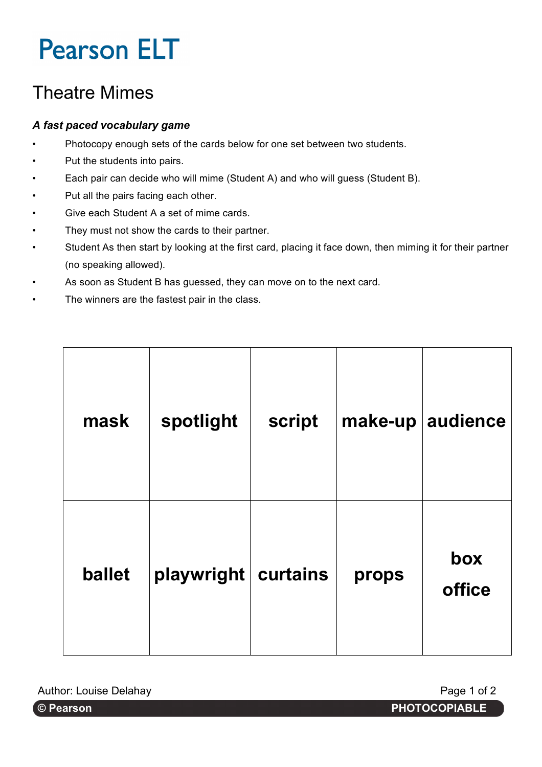Pearson ELT

# Theatre Mimes

***A fast paced vocabulary game***

- Photocopy enough sets of the cards below for one set between two students.
- Put the students into pairs.
- Each pair can decide who will mime (Student A) and who will guess (Student B).
- Put all the pairs facing each other.
- Give each Student A a set of mime cards.
- They must not show the cards to their partner.
- Student As then start by looking at the first card, placing it face down, then miming it for their partner (no speaking allowed).
- As soon as Student B has guessed, they can move on to the next card.
- The winners are the fastest pair in the class.

| | | | | |
|---|---|---|---|---|
| **mask** | **spotlight** | **script** | **make-up** | **audience** |
| **ballet** | **playwright** | **curtains** | **props** | **box office** |

Author: Louise Delahay

© Pearson PHOTOCOPIABLE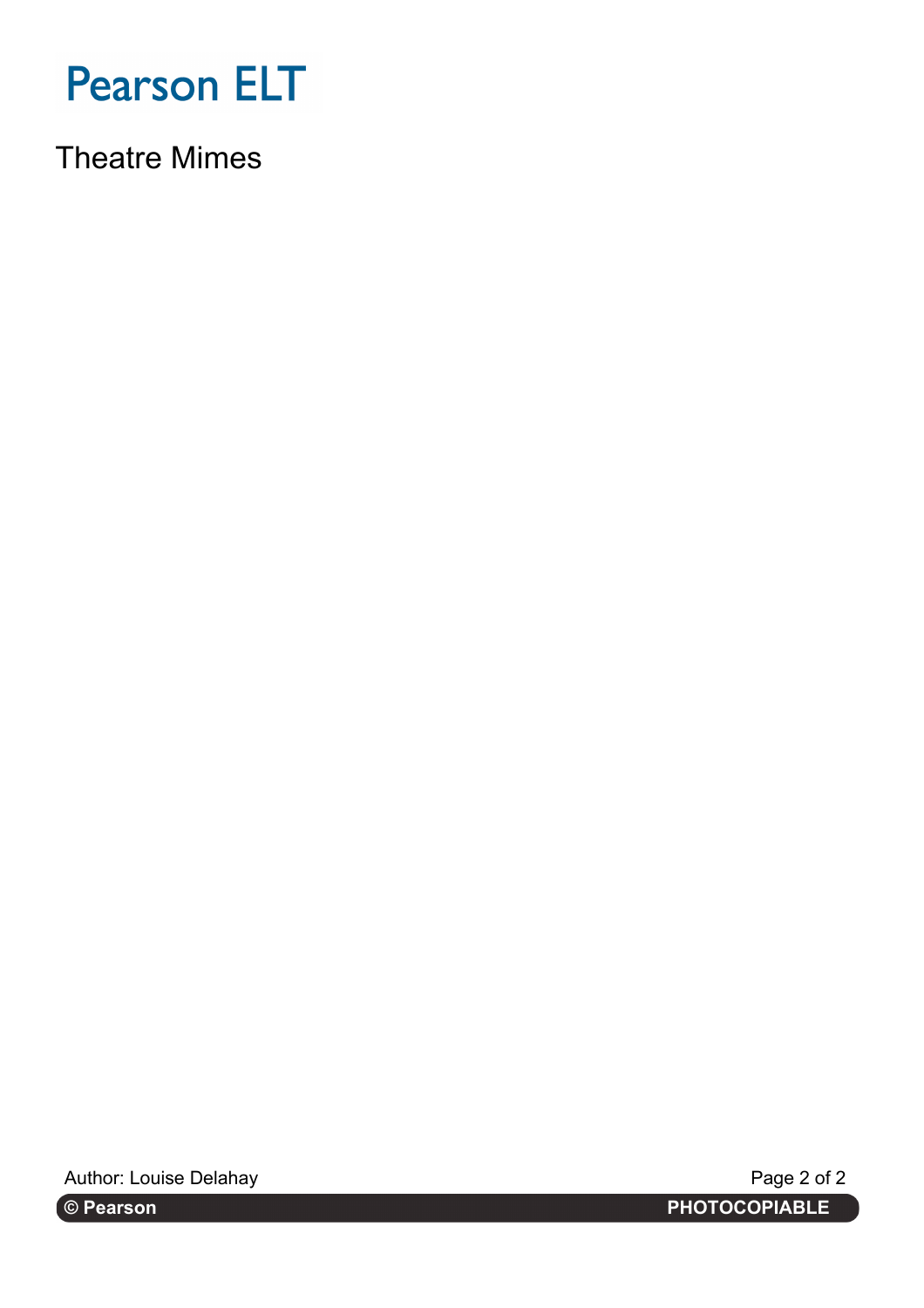Pearson ELT

Theatre Mimes

Author: Louise Delahay

© Pearson PHOTOCOPIABLE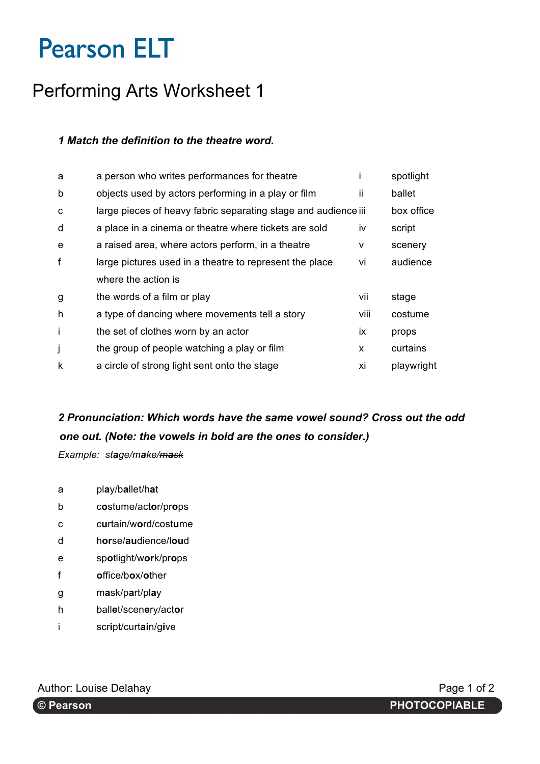Pearson ELT

# Performing Arts Worksheet 1

***1 Match the definition to the theatre word.***

| | | | |
|---|---|---|---|
| a | a person who writes performances for theatre | i | spotlight |
| b | objects used by actors performing in a play or film | ii | ballet |
| c | large pieces of heavy fabric separating stage and audience | iii | box office |
| d | a place in a cinema or theatre where tickets are sold | iv | script |
| e | a raised area, where actors perform, in a theatre | v | scenery |
| f | large pictures used in a theatre to represent the place where the action is | vi | audience |
| g | the words of a film or play | vii | stage |
| h | a type of dancing where movements tell a story | viii | costume |
| i | the set of clothes worn by an actor | ix | props |
| j | the group of people watching a play or film | x | curtains |
| k | a circle of strong light sent onto the stage | xi | playwright |

***2 Pronunciation: Which words have the same vowel sound? Cross out the odd one out. (Note: the vowels in bold are the ones to consider.)***

*Example: st**a**ge/m**a**ke/~~m**a**sk~~*

a pl**a**y/b**a**llet/h**a**t

b c**o**stume/act**o**r/pr**o**ps

c c**u**rtain/w**o**rd/cost**u**me

d h**or**se/**au**dience/l**ou**d

e sp**o**tlight/w**o**rk/pr**o**ps

f **o**ffice/b**o**x/**o**ther

g m**a**sk/p**a**rt/pl**a**y

h ball**e**t/scen**e**ry/act**o**r

i scr**i**pt/curt**ai**n/g**i**ve

Author: Louise Delahay

© Pearson PHOTOCOPIABLE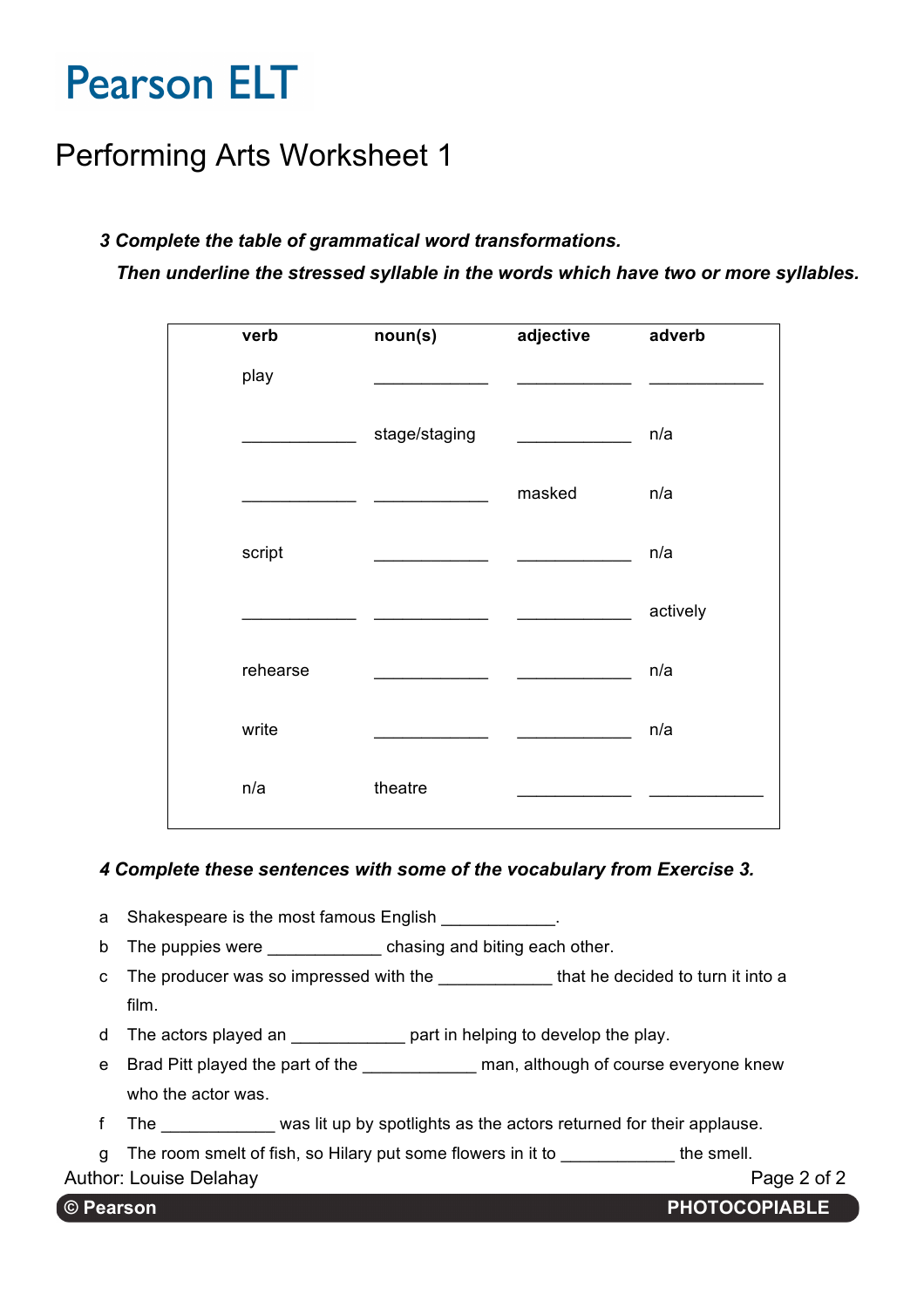# Pearson ELT

## Performing Arts Worksheet 1

***3 Complete the table of grammatical word transformations.***
***Then underline the stressed syllable in the words which have two or more syllables.***

| verb | noun(s) | adjective | adverb |
|---|---|---|---|
| play | ____________ | ____________ | ____________ |
| ____________ | stage/staging | ____________ | n/a |
| ____________ | ____________ | masked | n/a |
| script | ____________ | ____________ | n/a |
| ____________ | ____________ | ____________ | actively |
| rehearse | ____________ | ____________ | n/a |
| write | ____________ | ____________ | n/a |
| n/a | theatre | ____________ | ____________ |

***4 Complete these sentences with some of the vocabulary from Exercise 3.***

a Shakespeare is the most famous English ____________.

b The puppies were ____________ chasing and biting each other.

c The producer was so impressed with the ____________ that he decided to turn it into a film.

d The actors played an ____________ part in helping to develop the play.

e Brad Pitt played the part of the ____________ man, although of course everyone knew who the actor was.

f The ____________ was lit up by spotlights as the actors returned for their applause.

g The room smelt of fish, so Hilary put some flowers in it to ____________ the smell.

Author: Louise Delahay

© Pearson PHOTOCOPIABLE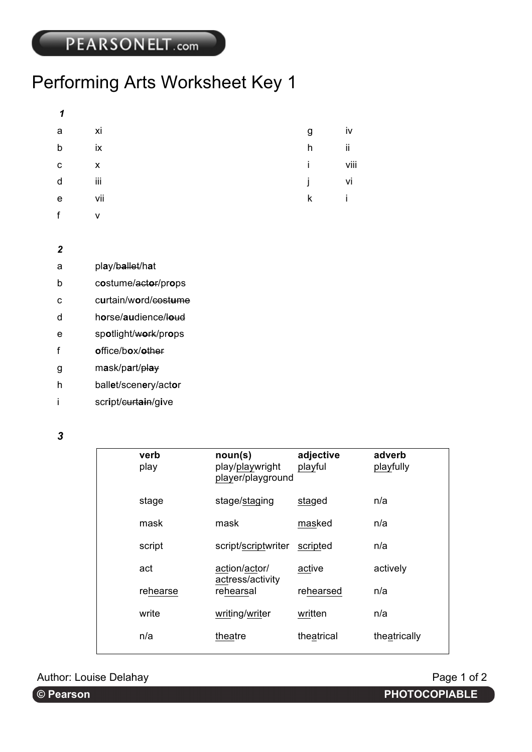# Performing Arts Worksheet Key 1

***1***

| | | | |
|---|---|---|---|
| a | xi | g | iv |
| b | ix | h | ii |
| c | x | i | viii |
| d | iii | j | vi |
| e | vii | k | i |
| f | v | | |

***2***

a pl**a**y/~~b**a**llet~~/h**a**t

b c**o**stume/~~act**o**r~~/pr**o**ps

c c**u**rtain/w**o**rd/~~cost**u**me~~

d h**o**rse/**au**dience/~~l**ou**d~~

e sp**o**tlight/~~w**o**rk~~/pr**o**ps

f **o**ffice/b**o**x/~~**o**ther~~

g m**a**sk/p**a**rt/~~pl**a**y~~

h ball**e**t/scen**e**ry/act**o**r

i scr**i**pt/~~curt**ai**n~~/g**i**ve

***3***

| verb | noun(s) | adjective | adverb |
|---|---|---|---|
| play | play/<u>play</u>wright<br><u>play</u>er/playground | <u>play</u>ful | <u>play</u>fully |
| stage | stage/<u>stag</u>ing | <u>stag</u>ed | n/a |
| mask | mask | <u>mask</u>ed | n/a |
| script | script/<u>script</u>writer | <u>script</u>ed | n/a |
| act | <u>ac</u>tion/<u>ac</u>tor/<br><u>ac</u>tress/activity | <u>ac</u>tive | actively |
| re<u>hearse</u> | re<u>hears</u>al | re<u>hearsed</u> | n/a |
| write | <u>writ</u>ing/<u>writ</u>er | <u>writ</u>ten | n/a |
| n/a | <u>theatre</u> | the<u>a</u>trical | the<u>a</u>trically |

Author: Louise Delahay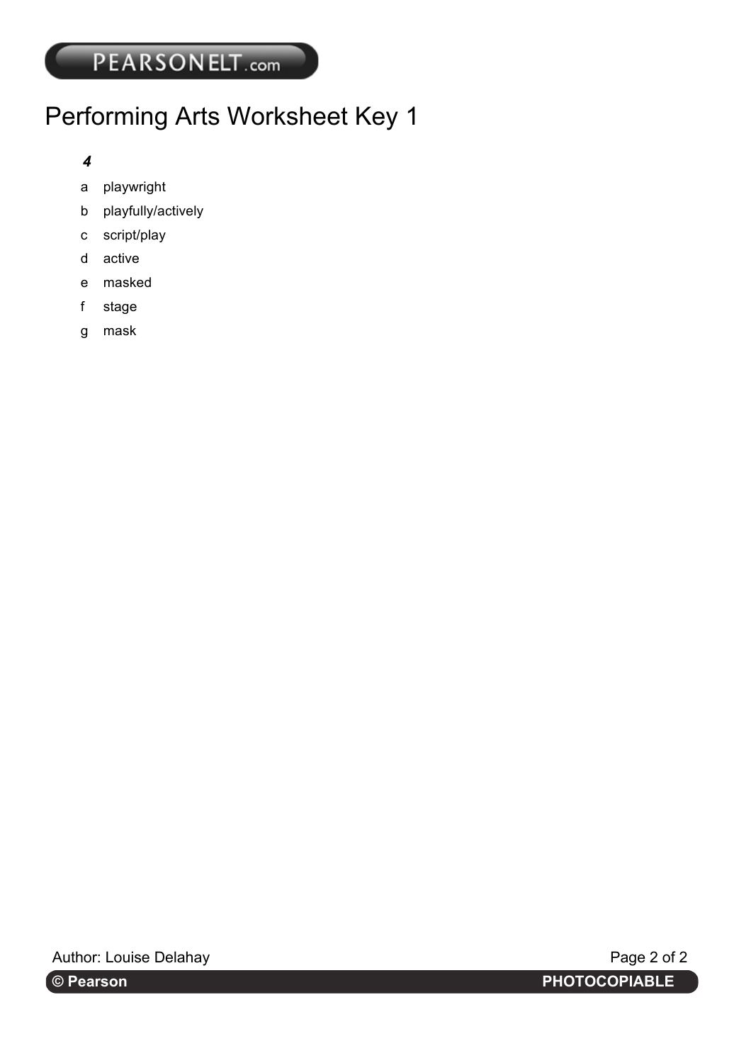# Performing Arts Worksheet Key 1

***4***

a playwright

b playfully/actively

c script/play

d active

e masked

f stage

g mask

Author: Louise Delahay

**© Pearson** **PHOTOCOPIABLE**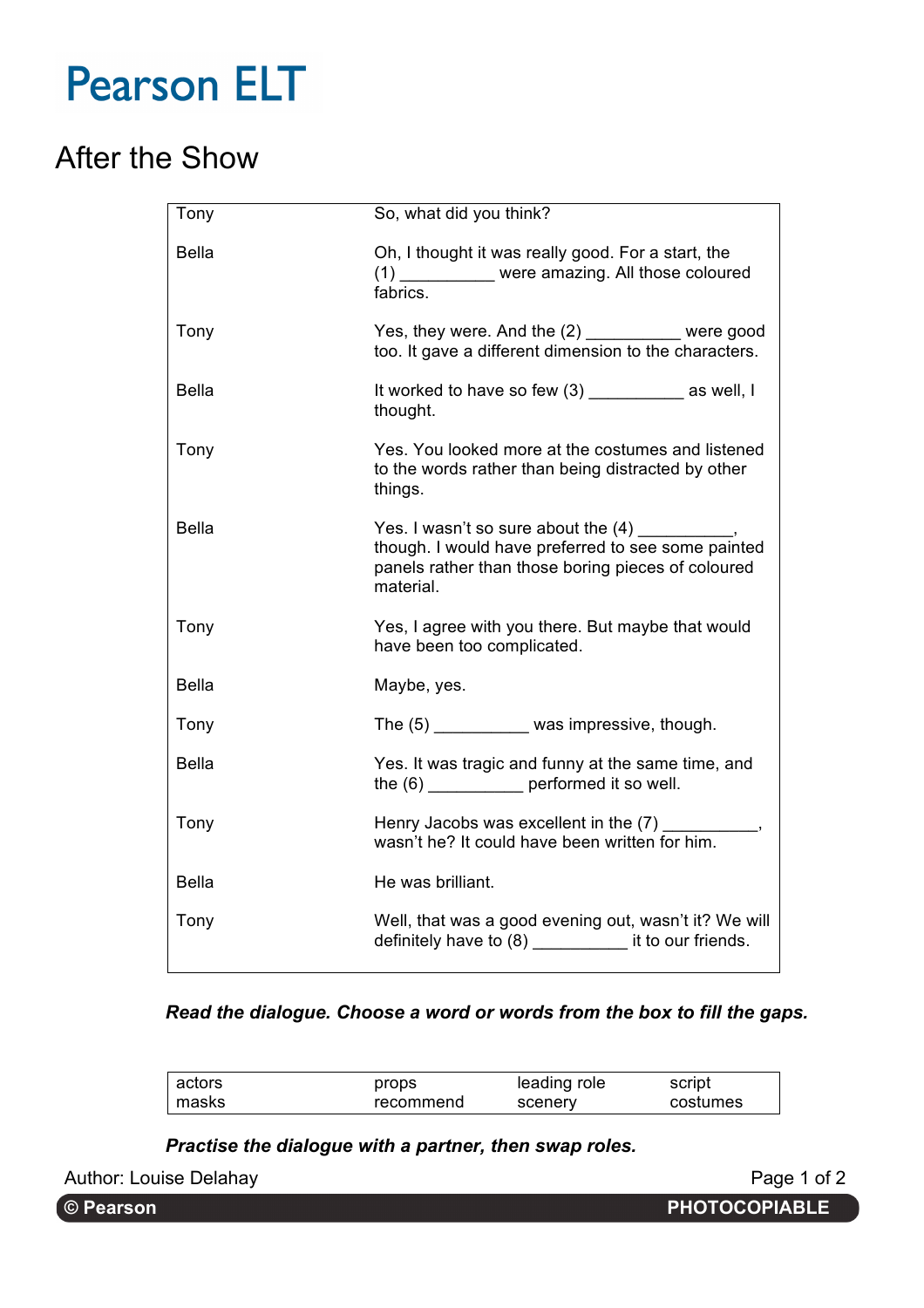Pearson ELT

# After the Show

| | |
|---|---|
| Tony | So, what did you think? |
| Bella | Oh, I thought it was really good. For a start, the (1) __________ were amazing. All those coloured fabrics. |
| Tony | Yes, they were. And the (2) __________ were good too. It gave a different dimension to the characters. |
| Bella | It worked to have so few (3) __________ as well, I thought. |
| Tony | Yes. You looked more at the costumes and listened to the words rather than being distracted by other things. |
| Bella | Yes. I wasn't so sure about the (4) __________, though. I would have preferred to see some painted panels rather than those boring pieces of coloured material. |
| Tony | Yes, I agree with you there. But maybe that would have been too complicated. |
| Bella | Maybe, yes. |
| Tony | The (5) __________ was impressive, though. |
| Bella | Yes. It was tragic and funny at the same time, and the (6) __________ performed it so well. |
| Tony | Henry Jacobs was excellent in the (7) __________, wasn't he? It could have been written for him. |
| Bella | He was brilliant. |
| Tony | Well, that was a good evening out, wasn't it? We will definitely have to (8) __________ it to our friends. |

***Read the dialogue. Choose a word or words from the box to fill the gaps.***

| | | | |
|---|---|---|---|
| actors | props | leading role | script |
| masks | recommend | scenery | costumes |

***Practise the dialogue with a partner, then swap roles.***

Author: Louise Delahay

© Pearson PHOTOCOPIABLE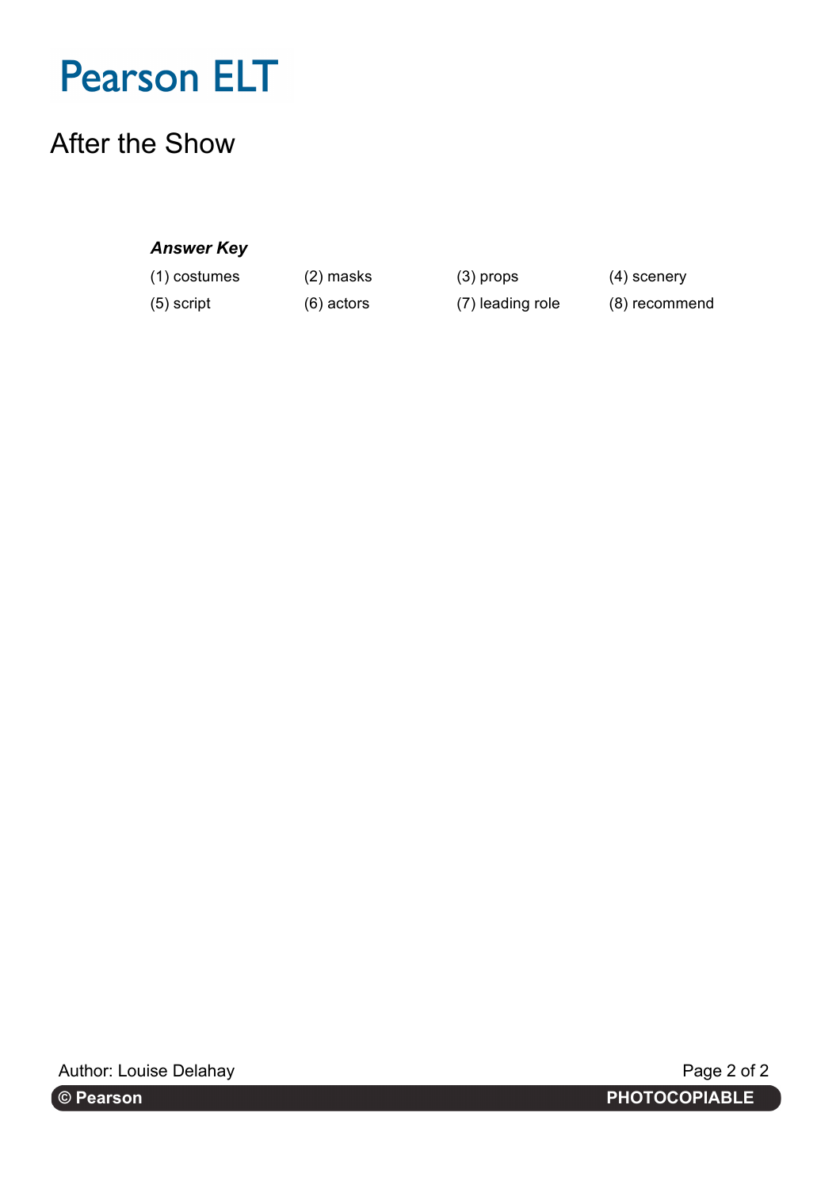Pearson ELT

# After the Show

***Answer Key***

| | | | |
|---|---|---|---|
| (1) costumes | (2) masks | (3) props | (4) scenery |
| (5) script | (6) actors | (7) leading role | (8) recommend |

Author: Louise Delahay

© Pearson PHOTOCOPIABLE